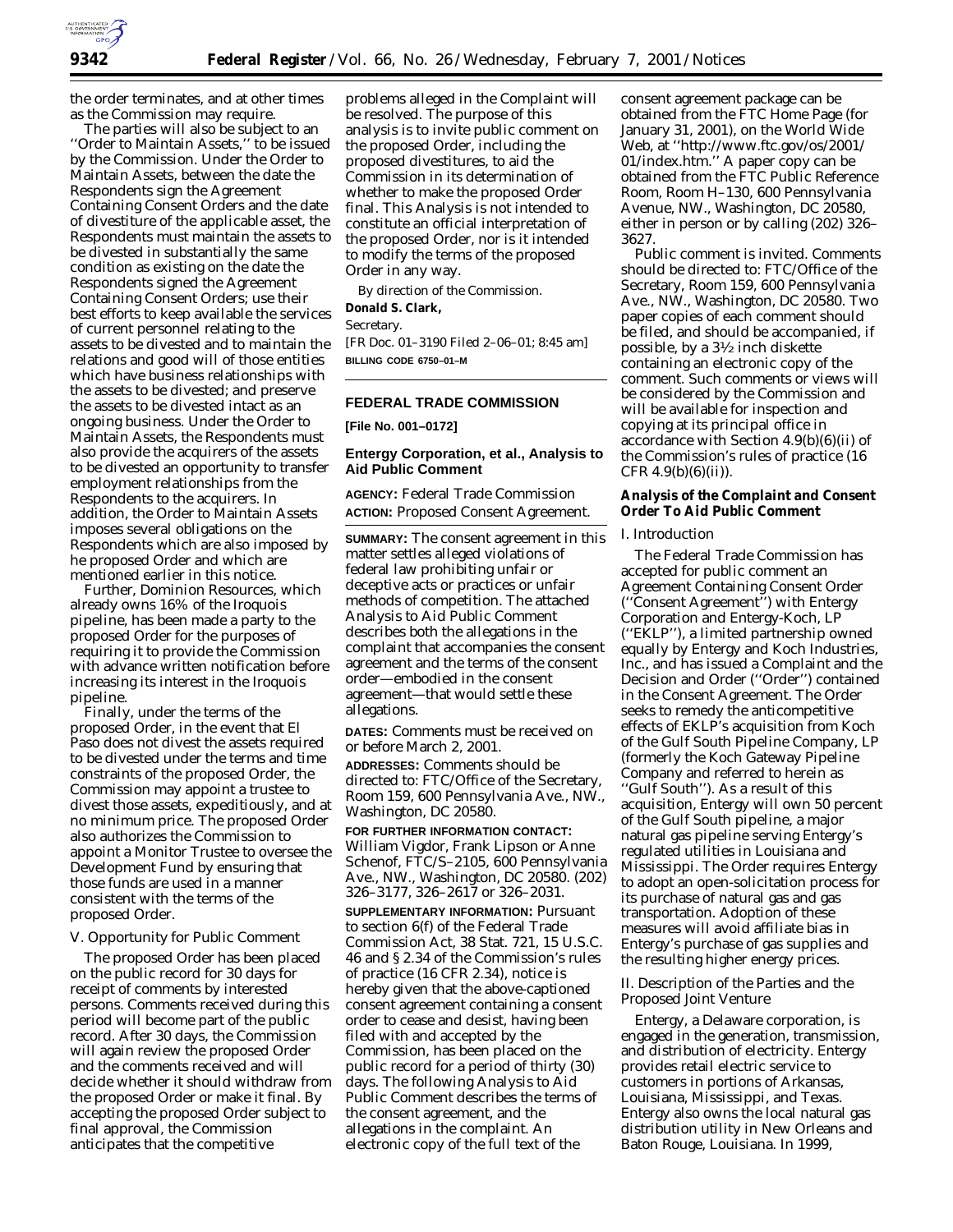the order terminates, and at other times as the Commission may require.

The parties will also be subject to an ''Order to Maintain Assets,'' to be issued by the Commission. Under the Order to Maintain Assets, between the date the Respondents sign the Agreement Containing Consent Orders and the date of divestiture of the applicable asset, the Respondents must maintain the assets to be divested in substantially the same condition as existing on the date the Respondents signed the Agreement Containing Consent Orders; use their best efforts to keep available the services of current personnel relating to the assets to be divested and to maintain the relations and good will of those entities which have business relationships with the assets to be divested; and preserve the assets to be divested intact as an ongoing business. Under the Order to Maintain Assets, the Respondents must also provide the acquirers of the assets to be divested an opportunity to transfer employment relationships from the Respondents to the acquirers. In addition, the Order to Maintain Assets imposes several obligations on the Respondents which are also imposed by he proposed Order and which are mentioned earlier in this notice.

Further, Dominion Resources, which already owns 16% of the Iroquois pipeline, has been made a party to the proposed Order for the purposes of requiring it to provide the Commission with advance written notification before increasing its interest in the Iroquois pipeline.

Finally, under the terms of the proposed Order, in the event that El Paso does not divest the assets required to be divested under the terms and time constraints of the proposed Order, the Commission may appoint a trustee to divest those assets, expeditiously, and at no minimum price. The proposed Order also authorizes the Commission to appoint a Monitor Trustee to oversee the Development Fund by ensuring that those funds are used in a manner consistent with the terms of the proposed Order.

### V. Opportunity for Public Comment

The proposed Order has been placed on the public record for 30 days for receipt of comments by interested persons. Comments received during this period will become part of the public record. After 30 days, the Commission will again review the proposed Order and the comments received and will decide whether it should withdraw from the proposed Order or make it final. By accepting the proposed Order subject to final approval, the Commission anticipates that the competitive problems alleged in the Complaint will be resolved. The purpose of this analysis is to invite public comment on the proposed Order, including the proposed divestitures, to aid the Commission in its determination of whether to make the proposed Order final. This Analysis is not intended to constitute an official interpretation of the proposed Order, nor is it intended to modify the terms of the proposed Order in any way.

By direction of the Commission.

**Donald S. Clark,**

*Secretary.*

[FR Doc. 01–3190 Filed 2–06–01; 8:45 am]

**BILLING CODE 6750–01–M**

## FEDERAL TRADE COMMISSION

**[File No. 001–0172]**

## Entergy Corporation, et al., Analysis to Aid Public Comment

**AGENCY:** Federal Trade Commission

**ACTION:** Proposed Consent Agreement.

**SUMMARY:** The consent agreement in this matter settles alleged violations of federal law prohibiting unfair or deceptive acts or practices or unfair methods of competition. The attached Analysis to Aid Public Comment describes both the allegations in the complaint that accompanies the consent agreement and the terms of the consent order—embodied in the consent agreement—that would settle these allegations.

**DATES:** Comments must be received on or before March 2, 2001.

**ADDRESSES:** Comments should be directed to: FTC/Office of the Secretary, Room 159, 600 Pennsylvania Ave., NW., Washington, DC 20580.

**FOR FURTHER INFORMATION CONTACT:** William Vigdor, Frank Lipson or Anne Schenof, FTC/S–2105, 600 Pennsylvania Ave., NW., Washington, DC 20580. (202) 326–3177, 326–2617 or 326–2031.

**SUPPLEMENTARY INFORMATION:** Pursuant to section 6(f) of the Federal Trade Commission Act, 38 Stat. 721, 15 U.S.C. 46 and § 2.34 of the Commission's rules of practice (16 CFR 2.34), notice is hereby given that the above-captioned consent agreement containing a consent order to cease and desist, having been filed with and accepted by the Commission, has been placed on the public record for a period of thirty (30) days. The following Analysis to Aid Public Comment describes the terms of the consent agreement, and the allegations in the complaint. An electronic copy of the full text of the consent agreement package can be obtained from the FTC Home Page (for January 31, 2001), on the World Wide Web, at ''http://www.ftc.gov/os/2001/01/index.htm.'' A paper copy can be obtained from the FTC Public Reference Room, Room H–130, 600 Pennsylvania Avenue, NW., Washington, DC 20580, either in person or by calling (202) 326–3627.

Public comment is invited. Comments should be directed to: FTC/Office of the Secretary, Room 159, 600 Pennsylvania Ave., NW., Washington, DC 20580. Two paper copies of each comment should be filed, and should be accompanied, if possible, by a 3½ inch diskette containing an electronic copy of the comment. Such comments or views will be considered by the Commission and will be available for inspection and copying at its principal office in accordance with Section 4.9(b)(6)(ii) of the Commission's rules of practice (16 CFR 4.9(b)(6)(ii)).

### Analysis of the Complaint and Consent Order To Aid Public Comment

#### I. Introduction

The Federal Trade Commission has accepted for public comment an Agreement Containing Consent Order (''Consent Agreement'') with Entergy Corporation and Entergy-Koch, LP (''EKLP''), a limited partnership owned equally by Entergy and Koch Industries, Inc., and has issued a Complaint and the Decision and Order (''Order'') contained in the Consent Agreement. The Order seeks to remedy the anticompetitive effects of EKLP's acquisition from Koch of the Gulf South Pipeline Company, LP (formerly the Koch Gateway Pipeline Company and referred to herein as ''Gulf South''). As a result of this acquisition, Entergy will own 50 percent of the Gulf South pipeline, a major natural gas pipeline serving Entergy's regulated utilities in Louisiana and Mississippi. The Order requires Entergy to adopt an open-solicitation process for its purchase of natural gas and gas transportation. Adoption of these measures will avoid affiliate bias in Entergy's purchase of gas supplies and the resulting higher energy prices.

#### II. Description of the Parties and the Proposed Joint Venture

Entergy, a Delaware corporation, is engaged in the generation, transmission, and distribution of electricity. Entergy provides retail electric service to customers in portions of Arkansas, Louisiana, Mississippi, and Texas. Entergy also owns the local natural gas distribution utility in New Orleans and Baton Rouge, Louisiana. In 1999,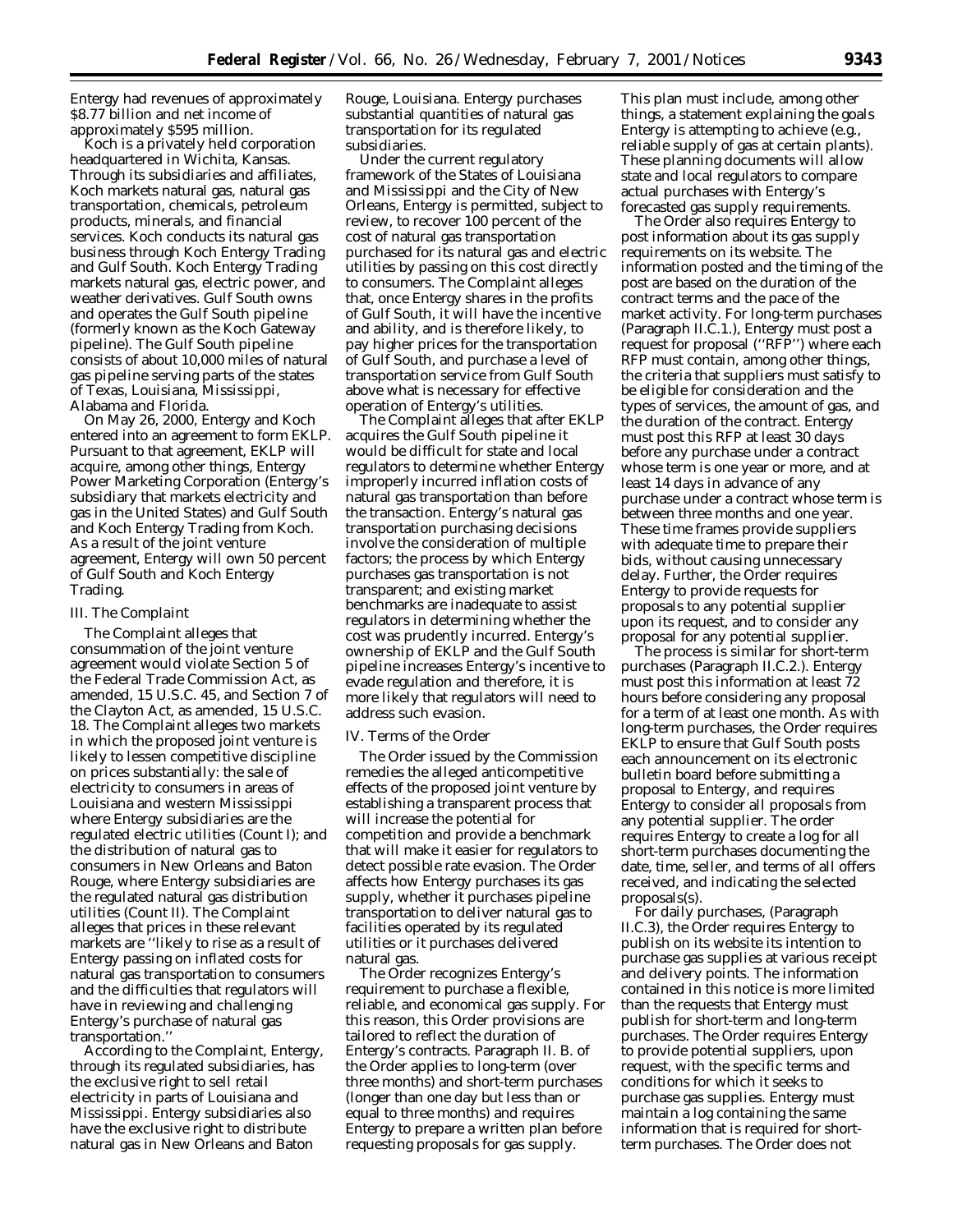Entergy had revenues of approximately $8.77 billion and net income of approximately $595 million.

Koch is a privately held corporation headquartered in Wichita, Kansas. Through its subsidiaries and affiliates, Koch markets natural gas, natural gas transportation, chemicals, petroleum products, minerals, and financial services. Koch conducts its natural gas business through Koch Entergy Trading and Gulf South. Koch Entergy Trading markets natural gas, electric power, and weather derivatives. Gulf South owns and operates the Gulf South pipeline (formerly known as the Koch Gateway pipeline). The Gulf South pipeline consists of about 10,000 miles of natural gas pipeline serving parts of the states of Texas, Louisiana, Mississippi, Alabama and Florida.

On May 26, 2000, Entergy and Koch entered into an agreement to form EKLP. Pursuant to that agreement, EKLP will acquire, among other things, Entergy Power Marketing Corporation (Entergy's subsidiary that markets electricity and gas in the United States) and Gulf South and Koch Entergy Trading from Koch. As a result of the joint venture agreement, Entergy will own 50 percent of Gulf South and Koch Entergy Trading.

## III. The Complaint

The Complaint alleges that consummation of the joint venture agreement would violate Section 5 of the Federal Trade Commission Act, as amended, 15 U.S.C. 45, and Section 7 of the Clayton Act, as amended, 15 U.S.C. 18. The Complaint alleges two markets in which the proposed joint venture is likely to lessen competitive discipline on prices substantially: the sale of electricity to consumers in areas of Louisiana and western Mississippi where Entergy subsidiaries are the regulated electric utilities (Count I); and the distribution of natural gas to consumers in New Orleans and Baton Rouge, where Entergy subsidiaries are the regulated natural gas distribution utilities (Count II). The Complaint alleges that prices in these relevant markets are ''likely to rise as a result of Entergy passing on inflated costs for natural gas transportation to consumers and the difficulties that regulators will have in reviewing and challenging Entergy's purchase of natural gas transportation.''

According to the Complaint, Entergy, through its regulated subsidiaries, has the exclusive right to sell retail electricity in parts of Louisiana and Mississippi. Entergy subsidiaries also have the exclusive right to distribute natural gas in New Orleans and Baton Rouge, Louisiana. Entergy purchases substantial quantities of natural gas transportation for its regulated subsidiaries.

Under the current regulatory framework of the States of Louisiana and Mississippi and the City of New Orleans, Entergy is permitted, subject to review, to recover 100 percent of the cost of natural gas transportation purchased for its natural gas and electric utilities by passing on this cost directly to consumers. The Complaint alleges that, once Entergy shares in the profits of Gulf South, it will have the incentive and ability, and is therefore likely, to pay higher prices for the transportation of Gulf South, and purchase a level of transportation service from Gulf South above what is necessary for effective operation of Entergy's utilities.

The Complaint alleges that after EKLP acquires the Gulf South pipeline it would be difficult for state and local regulators to determine whether Entergy improperly incurred inflation costs of natural gas transportation than before the transaction. Entergy's natural gas transportation purchasing decisions involve the consideration of multiple factors; the process by which Entergy purchases gas transportation is not transparent; and existing market benchmarks are inadequate to assist regulators in determining whether the cost was prudently incurred. Entergy's ownership of EKLP and the Gulf South pipeline increases Entergy's incentive to evade regulation and therefore, it is more likely that regulators will need to address such evasion.

## IV. Terms of the Order

The Order issued by the Commission remedies the alleged anticompetitive effects of the proposed joint venture by establishing a transparent process that will increase the potential for competition and provide a benchmark that will make it easier for regulators to detect possible rate evasion. The Order affects how Entergy purchases its gas supply, whether it purchases pipeline transportation to deliver natural gas to facilities operated by its regulated utilities or it purchases delivered natural gas.

The Order recognizes Entergy's requirement to purchase a flexible, reliable, and economical gas supply. For this reason, this Order provisions are tailored to reflect the duration of Entergy's contracts. Paragraph II. B. of the Order applies to long-term (over three months) and short-term purchases (longer than one day but less than or equal to three months) and requires Entergy to prepare a written plan before requesting proposals for gas supply. This plan must include, among other things, a statement explaining the goals Entergy is attempting to achieve (*e.g.*, reliable supply of gas at certain plants). These planning documents will allow state and local regulators to compare actual purchases with Entergy's forecasted gas supply requirements.

The Order also requires Entergy to post information about its gas supply requirements on its website. The information posted and the timing of the post are based on the duration of the contract terms and the pace of the market activity. For long-term purchases (Paragraph II.C.1.), Entergy must post a request for proposal (''RFP'') where each RFP must contain, among other things, the criteria that suppliers must satisfy to be eligible for consideration and the types of services, the amount of gas, and the duration of the contract. Entergy must post this RFP at least 30 days before any purchase under a contract whose term is one year or more, and at least 14 days in advance of any purchase under a contract whose term is between three months and one year. These time frames provide suppliers with adequate time to prepare their bids, without causing unnecessary delay. Further, the Order requires Entergy to provide requests for proposals to any potential supplier upon its request, and to consider any proposal for any potential supplier.

The process is similar for short-term purchases (Paragraph II.C.2.). Entergy must post this information at least 72 hours before considering any proposal for a term of at least one month. As with long-term purchases, the Order requires EKLP to ensure that Gulf South posts each announcement on its electronic bulletin board before submitting a proposal to Entergy, and requires Entergy to consider all proposals from any potential supplier. The order requires Entergy to create a log for all short-term purchases documenting the date, time, seller, and terms of all offers received, and indicating the selected proposals(s).

For daily purchases, (Paragraph II.C.3), the Order requires Entergy to publish on its website its intention to purchase gas supplies at various receipt and delivery points. The information contained in this notice is more limited than the requests that Entergy must publish for short-term and long-term purchases. The Order requires Entergy to provide potential suppliers, upon request, with the specific terms and conditions for which it seeks to purchase gas supplies. Entergy must maintain a log containing the same information that is required for short-term purchases. The Order does not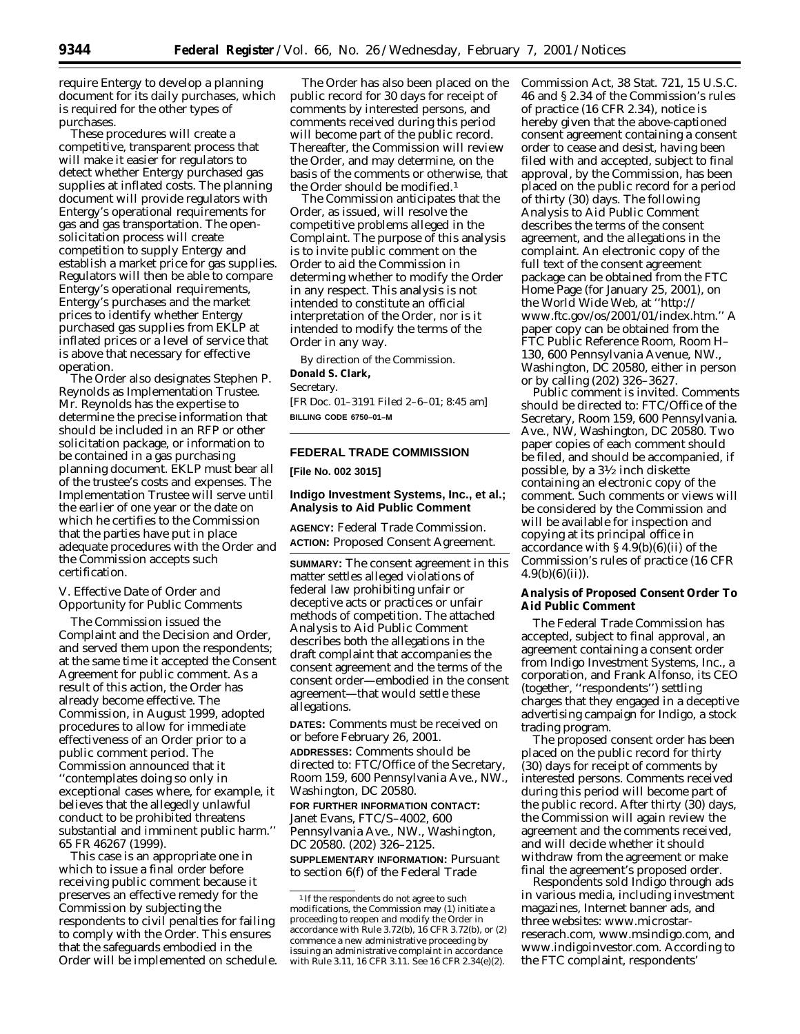require Entergy to develop a planning document for its daily purchases, which is required for the other types of purchases.

These procedures will create a competitive, transparent process that will make it easier for regulators to detect whether Entergy purchased gas supplies at inflated costs. The planning document will provide regulators with Entergy's operational requirements for gas and gas transportation. The open-solicitation process will create competition to supply Entergy and establish a market price for gas supplies. Regulators will then be able to compare Entergy's operational requirements, Entergy's purchases and the market prices to identify whether Entergy purchased gas supplies from EKLP at inflated prices or a level of service that is above that necessary for effective operation.

The Order also designates Stephen P. Reynolds as Implementation Trustee. Mr. Reynolds has the expertise to determine the precise information that should be included in an RFP or other solicitation package, or information to be contained in a gas purchasing planning document. EKLP must bear all of the trustee's costs and expenses. The Implementation Trustee will serve until the earlier of one year or the date on which he certifies to the Commission that the parties have put in place adequate procedures with the Order and the Commission accepts such certification.

## V. Effective Date of Order and Opportunity for Public Comments

The Commission issued the Complaint and the Decision and Order, and served them upon the respondents; at the same time it accepted the Consent Agreement for public comment. As a result of this action, the Order has already become effective. The Commission, in August 1999, adopted procedures to allow for immediate effectiveness of an Order prior to a public comment period. The Commission announced that it ''contemplates doing so only in exceptional cases where, for example, it believes that the allegedly unlawful conduct to be prohibited threatens substantial and imminent public harm.'' 65 FR 46267 (1999).

This case is an appropriate one in which to issue a final order before receiving public comment because it preserves an effective remedy for the Commission by subjecting the respondents to civil penalties for failing to comply with the Order. This ensures that the safeguards embodied in the Order will be implemented on schedule.

The Order has also been placed on the public record for 30 days for receipt of comments by interested persons, and comments received during this period will become part of the public record. Thereafter, the Commission will review the Order, and may determine, on the basis of the comments or otherwise, that the Order should be modified.[1]

The Commission anticipates that the Order, as issued, will resolve the competitive problems alleged in the Complaint. The purpose of this analysis is to invite public comment on the Order to aid the Commission in determining whether to modify the Order in any respect. This analysis is not intended to constitute an official interpretation of the Order, nor is it intended to modify the terms of the Order in any way.

By direction of the Commission.

**Donald S. Clark,**

*Secretary.*

[FR Doc. 01–3191 Filed 2–6–01; 8:45 am]

**BILLING CODE 6750–01–M**

[1] If the respondents do not agree to such modifications, the Commission may (1) initiate a proceeding to reopen and modify the Order in accordance with Rule 3.72(b), 16 CFR 3.72(b), or (2) commence a new administrative proceeding by issuing an administrative complaint in accordance with Rule 3.11, 16 CFR 3.11. See 16 CFR 2.34(e)(2).

---

## FEDERAL TRADE COMMISSION

**[File No. 002 3015]**

## Indigo Investment Systems, Inc., et al.; Analysis to Aid Public Comment

**AGENCY:** Federal Trade Commission.

**ACTION:** Proposed Consent Agreement.

**SUMMARY:** The consent agreement in this matter settles alleged violations of federal law prohibiting unfair or deceptive acts or practices or unfair methods of competition. The attached Analysis to Aid Public Comment describes both the allegations in the draft complaint that accompanies the consent agreement and the terms of the consent order—embodied in the consent agreement—that would settle these allegations.

**DATES:** Comments must be received on or before February 26, 2001.

**ADDRESSES:** Comments should be directed to: FTC/Office of the Secretary, Room 159, 600 Pennsylvania Ave., NW., Washington, DC 20580.

**FOR FURTHER INFORMATION CONTACT:** Janet Evans, FTC/S–4002, 600 Pennsylvania Ave., NW., Washington, DC 20580. (202) 326–2125.

**SUPPLEMENTARY INFORMATION:** Pursuant to section 6(f) of the Federal Trade Commission Act, 38 Stat. 721, 15 U.S.C. 46 and § 2.34 of the Commission's rules of practice (16 CFR 2.34), notice is hereby given that the above-captioned consent agreement containing a consent order to cease and desist, having been filed with and accepted, subject to final approval, by the Commission, has been placed on the public record for a period of thirty (30) days. The following Analysis to Aid Public Comment describes the terms of the consent agreement, and the allegations in the complaint. An electronic copy of the full text of the consent agreement package can be obtained from the FTC Home Page (for January 25, 2001), on the World Wide Web, at ''http://www.ftc.gov/os/2001/01/index.htm.'' A paper copy can be obtained from the FTC Public Reference Room, Room H–130, 600 Pennsylvania Avenue, NW., Washington, DC 20580, either in person or by calling (202) 326–3627.

Public comment is invited. Comments should be directed to: FTC/Office of the Secretary, Room 159, 600 Pennsylvania. Ave., NW, Washington, DC 20580. Two paper copies of each comment should be filed, and should be accompanied, if possible, by a 3½ inch diskette containing an electronic copy of the comment. Such comments or views will be considered by the Commission and will be available for inspection and copying at its principal office in accordance with § 4.9(b)(6)(ii) of the Commission's rules of practice (16 CFR 4.9(b)(6)(ii)).

### Analysis of Proposed Consent Order To Aid Public Comment

The Federal Trade Commission has accepted, subject to final approval, an agreement containing a consent order from Indigo Investment Systems, Inc., a corporation, and Frank Alfonso, its CEO (together, ''respondents'') settling charges that they engaged in a deceptive advertising campaign for Indigo, a stock trading program.

The proposed consent order has been placed on the public record for thirty (30) days for receipt of comments by interested persons. Comments received during this period will become part of the public record. After thirty (30) days, the Commission will again review the agreement and the comments received, and will decide whether it should withdraw from the agreement or make final the agreement's proposed order.

Respondents sold Indigo through ads in various media, including investment magazines, Internet banner ads, and three websites: www.microstar-reserach.com, www.msindigo.com, and www.indigoinvestor.com. According to the FTC complaint, respondents'